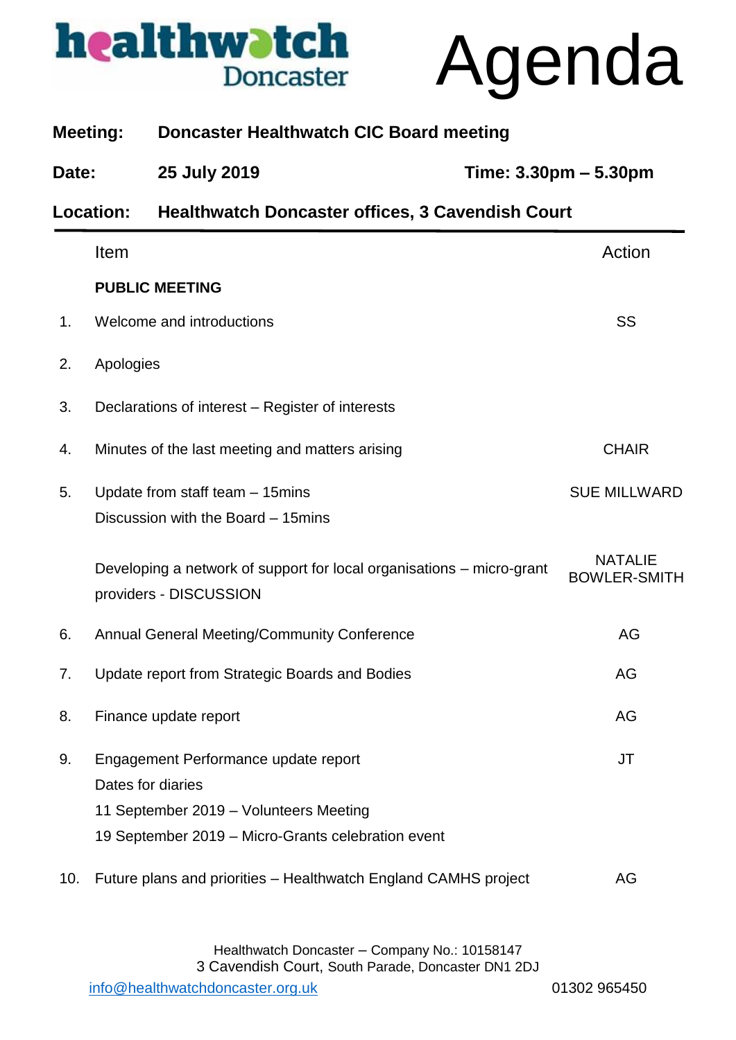healthwatch Doncaster

# Agenda

**Meeting:** **Doncaster Healthwatch CIC Board meeting**

**Date:** **25 July 2019** **Time: 3.30pm – 5.30pm**

**Location:** **Healthwatch Doncaster offices, 3 Cavendish Court**

| | Item | Action |
|---|---|---|
| | **PUBLIC MEETING** | |
| 1. | Welcome and introductions | SS |
| 2. | Apologies | |
| 3. | Declarations of interest – Register of interests | |
| 4. | Minutes of the last meeting and matters arising | CHAIR |
| 5. | Update from staff team – 15mins<br>Discussion with the Board – 15mins | SUE MILLWARD |
| | Developing a network of support for local organisations – micro-grant providers - DISCUSSION | NATALIE BOWLER-SMITH |
| 6. | Annual General Meeting/Community Conference | AG |
| 7. | Update report from Strategic Boards and Bodies | AG |
| 8. | Finance update report | AG |
| 9. | Engagement Performance update report<br>Dates for diaries<br>11 September 2019 – Volunteers Meeting<br>19 September 2019 – Micro-Grants celebration event | JT |
| 10. | Future plans and priorities – Healthwatch England CAMHS project | AG |

Healthwatch Doncaster – Company No.: 10158147
3 Cavendish Court, South Parade, Doncaster DN1 2DJ
info@healthwatchdoncaster.org.uk 01302 965450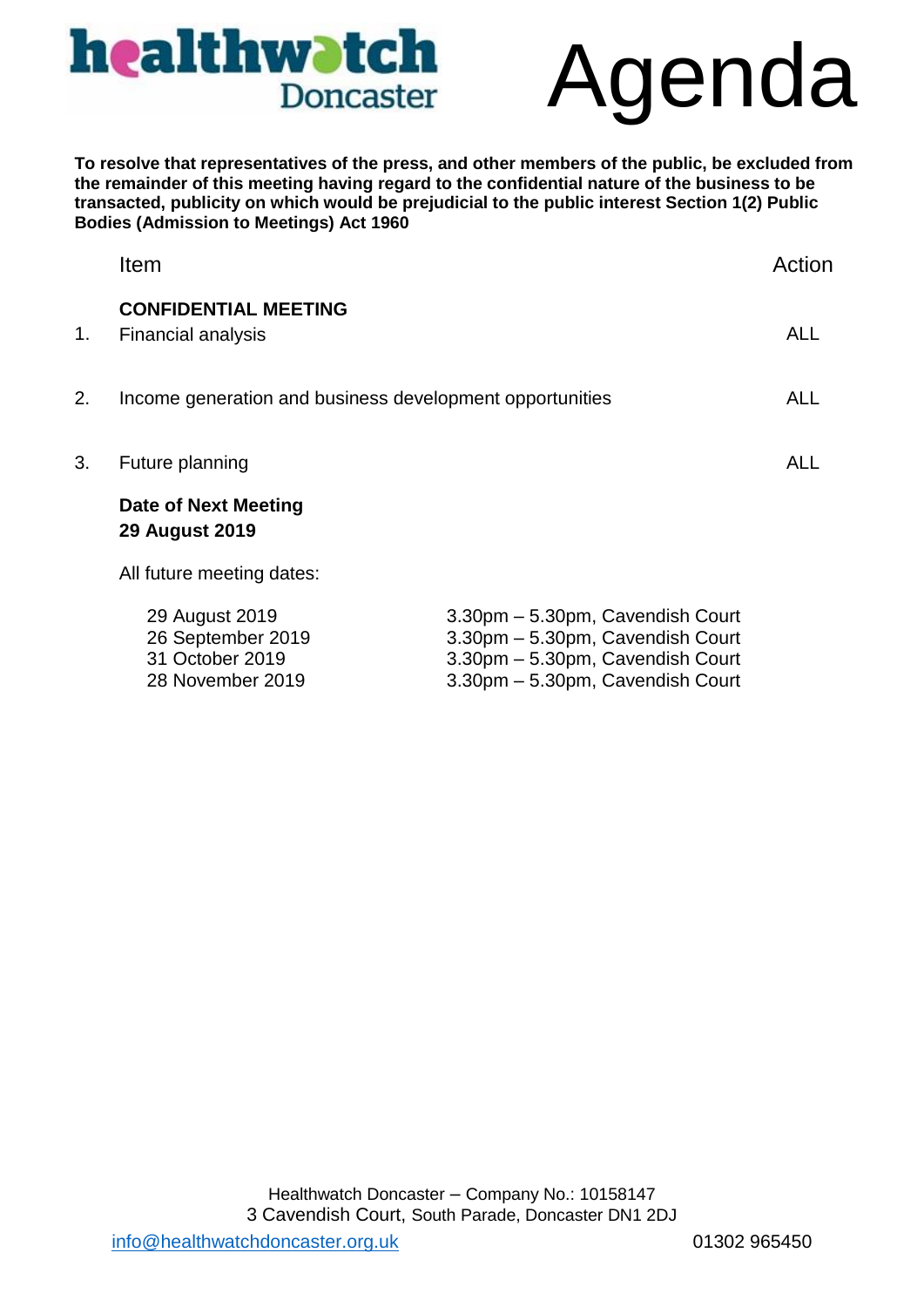# Agenda

**To resolve that representatives of the press, and other members of the public, be excluded from the remainder of this meeting having regard to the confidential nature of the business to be transacted, publicity on which would be prejudicial to the public interest Section 1(2) Public Bodies (Admission to Meetings) Act 1960**

| | Item | Action |
|---|---|---|
| | **CONFIDENTIAL MEETING** | |
| 1. | Financial analysis | ALL |
| 2. | Income generation and business development opportunities | ALL |
| 3. | Future planning | ALL |

**Date of Next Meeting**
**29 August 2019**

All future meeting dates:

| | |
|---|---|
| 29 August 2019 | 3.30pm – 5.30pm, Cavendish Court |
| 26 September 2019 | 3.30pm – 5.30pm, Cavendish Court |
| 31 October 2019 | 3.30pm – 5.30pm, Cavendish Court |
| 28 November 2019 | 3.30pm – 5.30pm, Cavendish Court |

Healthwatch Doncaster – Company No.: 10158147
3 Cavendish Court, South Parade, Doncaster DN1 2DJ
info@healthwatchdoncaster.org.uk 01302 965450